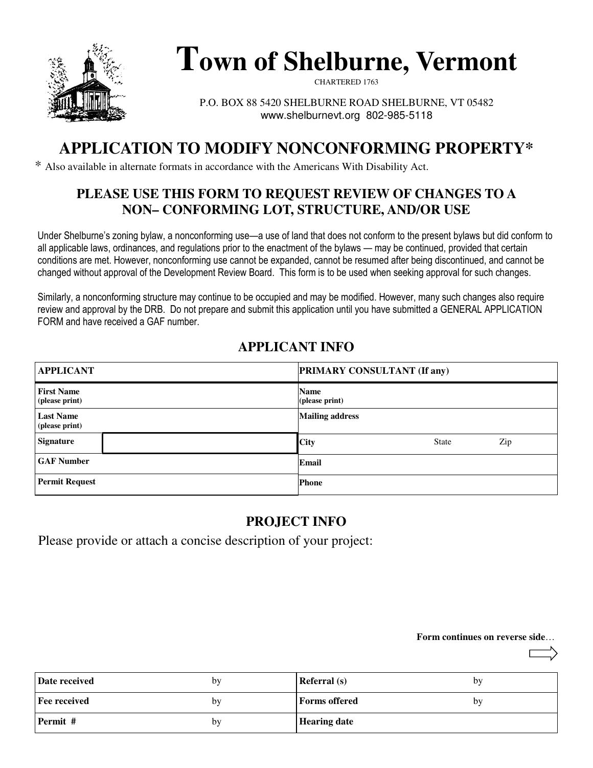# Town of Shelburne, Vermont

CHARTERED 1763

P.O. BOX 88 5420 SHELBURNE ROAD SHELBURNE, VT 05482
www.shelburnevt.org 802-985-5118

## APPLICATION TO MODIFY NONCONFORMING PROPERTY*

* Also available in alternate formats in accordance with the Americans With Disability Act.

### PLEASE USE THIS FORM TO REQUEST REVIEW OF CHANGES TO A NON– CONFORMING LOT, STRUCTURE, AND/OR USE

Under Shelburne's zoning bylaw, a nonconforming use—a use of land that does not conform to the present bylaws but did conform to all applicable laws, ordinances, and regulations prior to the enactment of the bylaws — may be continued, provided that certain conditions are met. However, nonconforming use cannot be expanded, cannot be resumed after being discontinued, and cannot be changed without approval of the Development Review Board. This form is to be used when seeking approval for such changes.

Similarly, a nonconforming structure may continue to be occupied and may be modified. However, many such changes also require review and approval by the DRB. Do not prepare and submit this application until you have submitted a GENERAL APPLICATION FORM and have received a GAF number.

### APPLICANT INFO

| **APPLICANT** | | **PRIMARY CONSULTANT (If any)** | | |
|---|---|---|---|---|
| **First Name** (please print) | | **Name** (please print) | | |
| **Last Name** (please print) | | **Mailing address** | | |
| **Signature** | | **City** | State | Zip |
| **GAF Number** | | **Email** | | |
| **Permit Request** | | **Phone** | | |

### PROJECT INFO

Please provide or attach a concise description of your project:

**Form continues on reverse side**…

| **Date received** | by | **Referral (s)** | by |
|---|---|---|---|
| **Fee received** | by | **Forms offered** | by |
| **Permit #** | by | **Hearing date** | |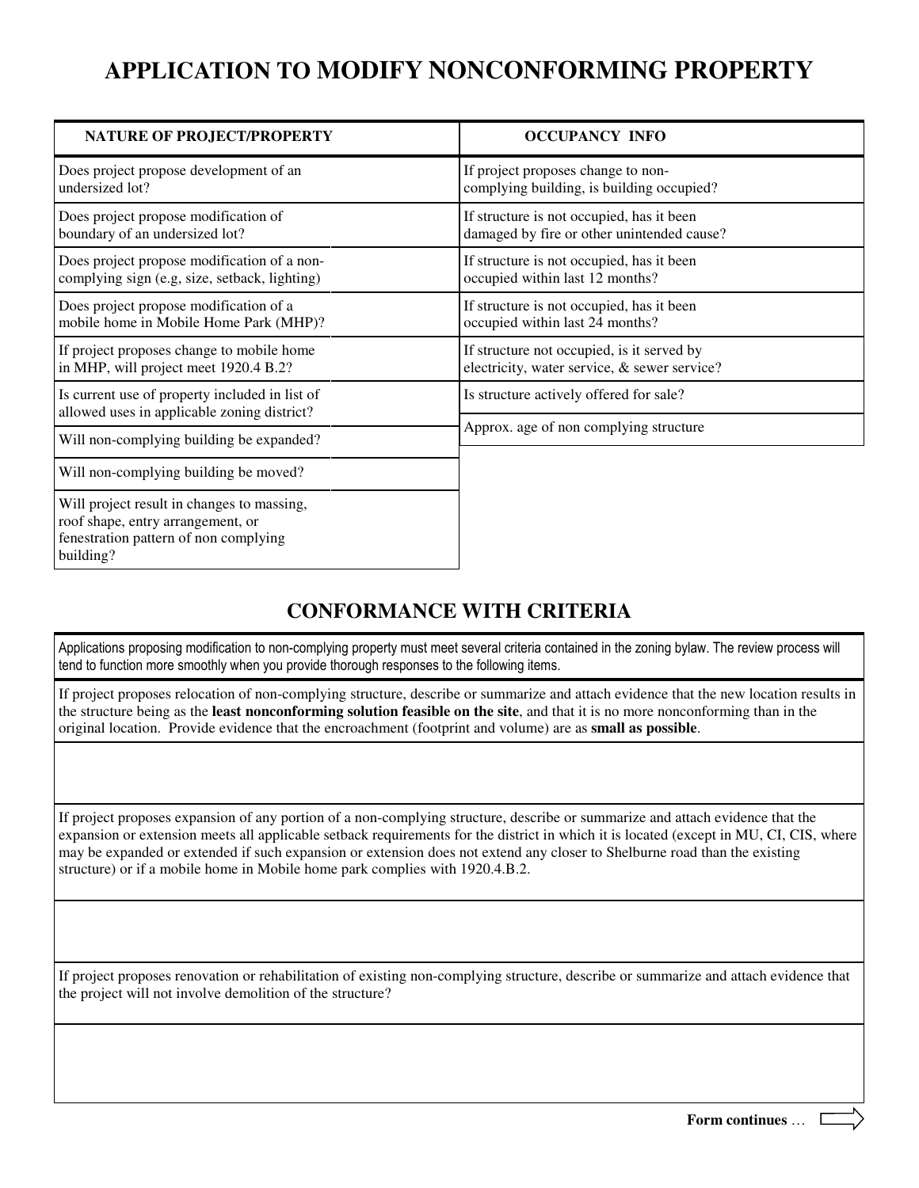# APPLICATION TO MODIFY NONCONFORMING PROPERTY

| NATURE OF PROJECT/PROPERTY | | OCCUPANCY INFO | |
|---|---|---|---|
| Does project propose development of an undersized lot? | | If project proposes change to non-complying building, is building occupied? | |
| Does project propose modification of boundary of an undersized lot? | | If structure is not occupied, has it been damaged by fire or other unintended cause? | |
| Does project propose modification of a non-complying sign (e.g, size, setback, lighting) | | If structure is not occupied, has it been occupied within last 12 months? | |
| Does project propose modification of a mobile home in Mobile Home Park (MHP)? | | If structure is not occupied, has it been occupied within last 24 months? | |
| If project proposes change to mobile home in MHP, will project meet 1920.4 B.2? | | If structure not occupied, is it served by electricity, water service, & sewer service? | |
| Is current use of property included in list of allowed uses in applicable zoning district? | | Is structure actively offered for sale? | |
| Will non-complying building be expanded? | | Approx. age of non complying structure | |
| Will non-complying building be moved? | | | |
| Will project result in changes to massing, roof shape, entry arrangement, or fenestration pattern of non complying building? | | | |

## CONFORMANCE WITH CRITERIA

Applications proposing modification to non-complying property must meet several criteria contained in the zoning bylaw. The review process will tend to function more smoothly when you provide thorough responses to the following items.

If project proposes relocation of non-complying structure, describe or summarize and attach evidence that the new location results in the structure being as the **least nonconforming solution feasible on the site**, and that it is no more nonconforming than in the original location. Provide evidence that the encroachment (footprint and volume) are as **small as possible**.

If project proposes expansion of any portion of a non-complying structure, describe or summarize and attach evidence that the expansion or extension meets all applicable setback requirements for the district in which it is located (except in MU, CI, CIS, where may be expanded or extended if such expansion or extension does not extend any closer to Shelburne road than the existing structure) or if a mobile home in Mobile home park complies with 1920.4.B.2.

If project proposes renovation or rehabilitation of existing non-complying structure, describe or summarize and attach evidence that the project will not involve demolition of the structure?

**Form continues** …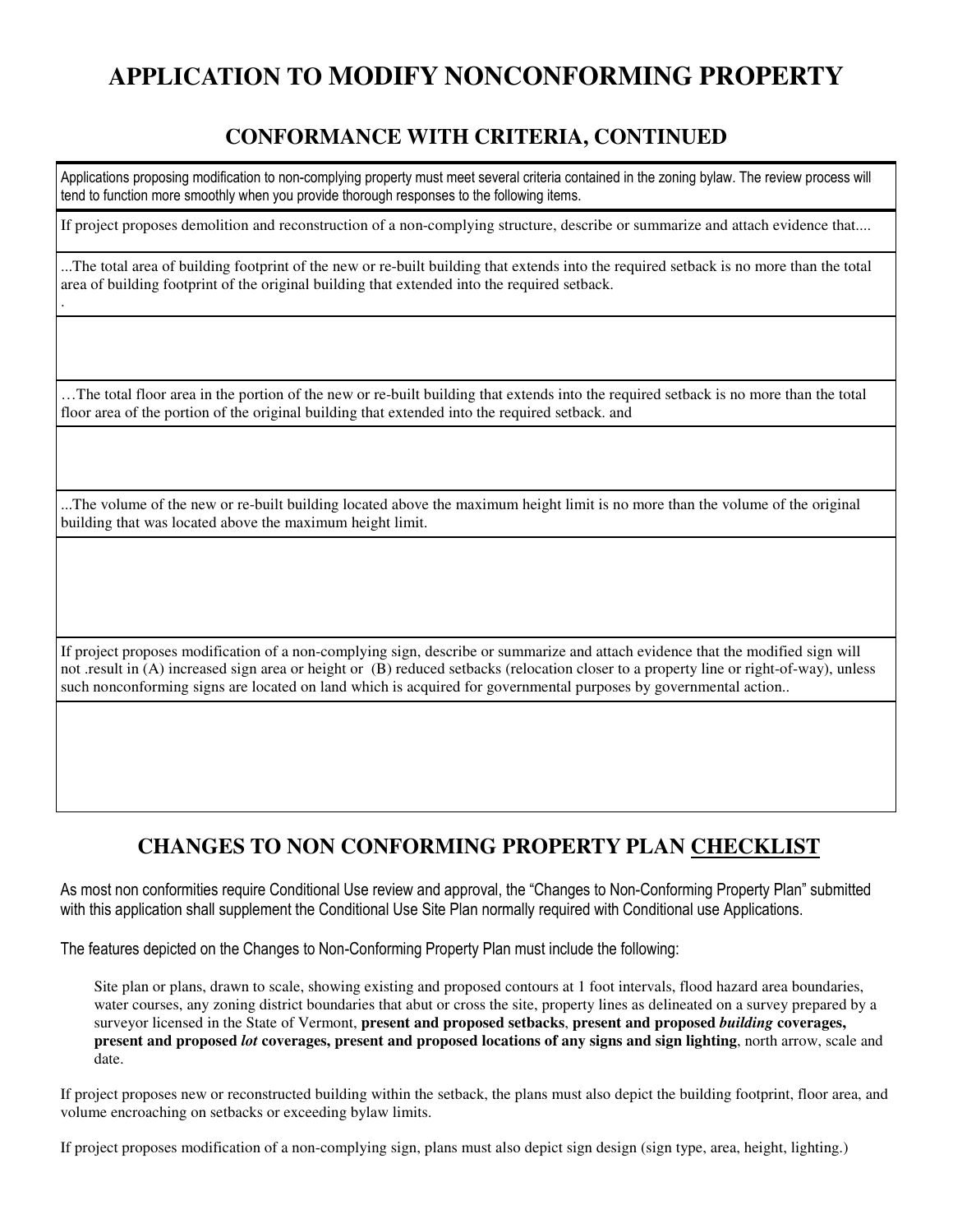# APPLICATION TO MODIFY NONCONFORMING PROPERTY

## CONFORMANCE WITH CRITERIA, CONTINUED

Applications proposing modification to non-complying property must meet several criteria contained in the zoning bylaw. The review process will tend to function more smoothly when you provide thorough responses to the following items.

If project proposes demolition and reconstruction of a non-complying structure, describe or summarize and attach evidence that....

...The total area of building footprint of the new or re-built building that extends into the required setback is no more than the total area of building footprint of the original building that extended into the required setback.
.

…The total floor area in the portion of the new or re-built building that extends into the required setback is no more than the total floor area of the portion of the original building that extended into the required setback. and

...The volume of the new or re-built building located above the maximum height limit is no more than the volume of the original building that was located above the maximum height limit.

If project proposes modification of a non-complying sign, describe or summarize and attach evidence that the modified sign will not .result in (A) increased sign area or height or (B) reduced setbacks (relocation closer to a property line or right-of-way), unless such nonconforming signs are located on land which is acquired for governmental purposes by governmental action..

## CHANGES TO NON CONFORMING PROPERTY PLAN CHECKLIST

As most non conformities require Conditional Use review and approval, the "Changes to Non-Conforming Property Plan" submitted with this application shall supplement the Conditional Use Site Plan normally required with Conditional use Applications.

The features depicted on the Changes to Non-Conforming Property Plan must include the following:

Site plan or plans, drawn to scale, showing existing and proposed contours at 1 foot intervals, flood hazard area boundaries, water courses, any zoning district boundaries that abut or cross the site, property lines as delineated on a survey prepared by a surveyor licensed in the State of Vermont, **present and proposed setbacks**, **present and proposed *building* coverages, present and proposed *lot* coverages, present and proposed locations of any signs and sign lighting**, north arrow, scale and date.

If project proposes new or reconstructed building within the setback, the plans must also depict the building footprint, floor area, and volume encroaching on setbacks or exceeding bylaw limits.

If project proposes modification of a non-complying sign, plans must also depict sign design (sign type, area, height, lighting.)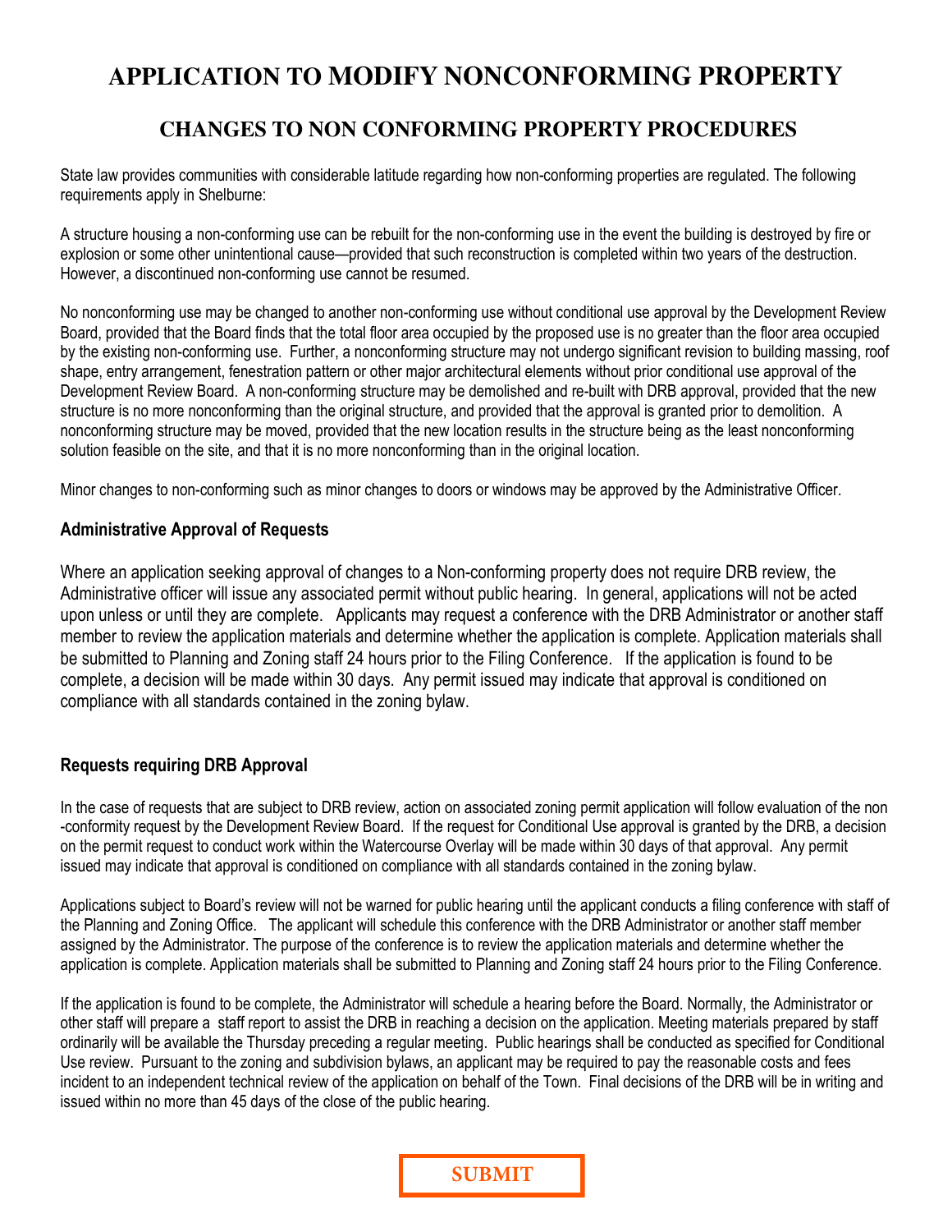# APPLICATION TO MODIFY NONCONFORMING PROPERTY

## CHANGES TO NON CONFORMING PROPERTY PROCEDURES

State law provides communities with considerable latitude regarding how non-conforming properties are regulated. The following requirements apply in Shelburne:

A structure housing a non-conforming use can be rebuilt for the non-conforming use in the event the building is destroyed by fire or explosion or some other unintentional cause—provided that such reconstruction is completed within two years of the destruction. However, a discontinued non-conforming use cannot be resumed.

No nonconforming use may be changed to another non-conforming use without conditional use approval by the Development Review Board, provided that the Board finds that the total floor area occupied by the proposed use is no greater than the floor area occupied by the existing non-conforming use. Further, a nonconforming structure may not undergo significant revision to building massing, roof shape, entry arrangement, fenestration pattern or other major architectural elements without prior conditional use approval of the Development Review Board. A non-conforming structure may be demolished and re-built with DRB approval, provided that the new structure is no more nonconforming than the original structure, and provided that the approval is granted prior to demolition. A nonconforming structure may be moved, provided that the new location results in the structure being as the least nonconforming solution feasible on the site, and that it is no more nonconforming than in the original location.

Minor changes to non-conforming such as minor changes to doors or windows may be approved by the Administrative Officer.

### Administrative Approval of Requests

Where an application seeking approval of changes to a Non-conforming property does not require DRB review, the Administrative officer will issue any associated permit without public hearing. In general, applications will not be acted upon unless or until they are complete. Applicants may request a conference with the DRB Administrator or another staff member to review the application materials and determine whether the application is complete. Application materials shall be submitted to Planning and Zoning staff 24 hours prior to the Filing Conference. If the application is found to be complete, a decision will be made within 30 days. Any permit issued may indicate that approval is conditioned on compliance with all standards contained in the zoning bylaw.

### Requests requiring DRB Approval

In the case of requests that are subject to DRB review, action on associated zoning permit application will follow evaluation of the non -conformity request by the Development Review Board. If the request for Conditional Use approval is granted by the DRB, a decision on the permit request to conduct work within the Watercourse Overlay will be made within 30 days of that approval. Any permit issued may indicate that approval is conditioned on compliance with all standards contained in the zoning bylaw.

Applications subject to Board's review will not be warned for public hearing until the applicant conducts a filing conference with staff of the Planning and Zoning Office. The applicant will schedule this conference with the DRB Administrator or another staff member assigned by the Administrator. The purpose of the conference is to review the application materials and determine whether the application is complete. Application materials shall be submitted to Planning and Zoning staff 24 hours prior to the Filing Conference.

If the application is found to be complete, the Administrator will schedule a hearing before the Board. Normally, the Administrator or other staff will prepare a staff report to assist the DRB in reaching a decision on the application. Meeting materials prepared by staff ordinarily will be available the Thursday preceding a regular meeting. Public hearings shall be conducted as specified for Conditional Use review. Pursuant to the zoning and subdivision bylaws, an applicant may be required to pay the reasonable costs and fees incident to an independent technical review of the application on behalf of the Town. Final decisions of the DRB will be in writing and issued within no more than 45 days of the close of the public hearing.

SUBMIT